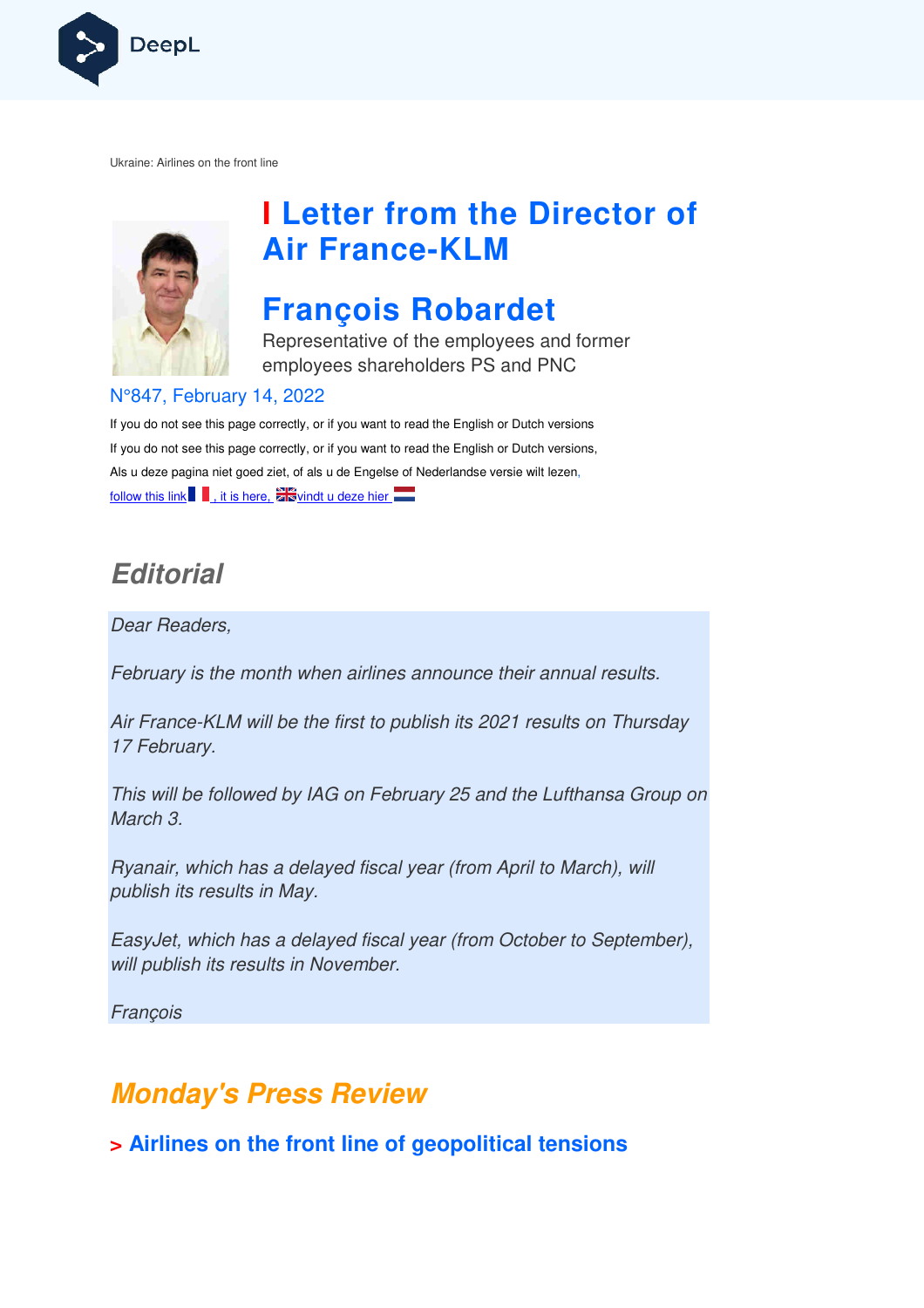DeepL

Ukraine: Airlines on the front line

# Letter from the Director of Air France-KLM

# François Robardet

Representative of the employees and former employees shareholders PS and PNC

N°847, February 14, 2022

If you do not see this page correctly, or if you want to read the English or Dutch versions

If you do not see this page correctly, or if you want to read the English or Dutch versions,

Als u deze pagina niet goed ziet, of als u de Engelse of Nederlandse versie wilt lezen,

follow this link, it is here, vindt u deze hier

## Editorial

*Dear Readers,*

*February is the month when airlines announce their annual results.*

*Air France-KLM will be the first to publish its 2021 results on Thursday 17 February.*

*This will be followed by IAG on February 25 and the Lufthansa Group on March 3.*

*Ryanair, which has a delayed fiscal year (from April to March), will publish its results in May.*

*EasyJet, which has a delayed fiscal year (from October to September), will publish its results in November.*

*François*

## Monday's Press Review

### > Airlines on the front line of geopolitical tensions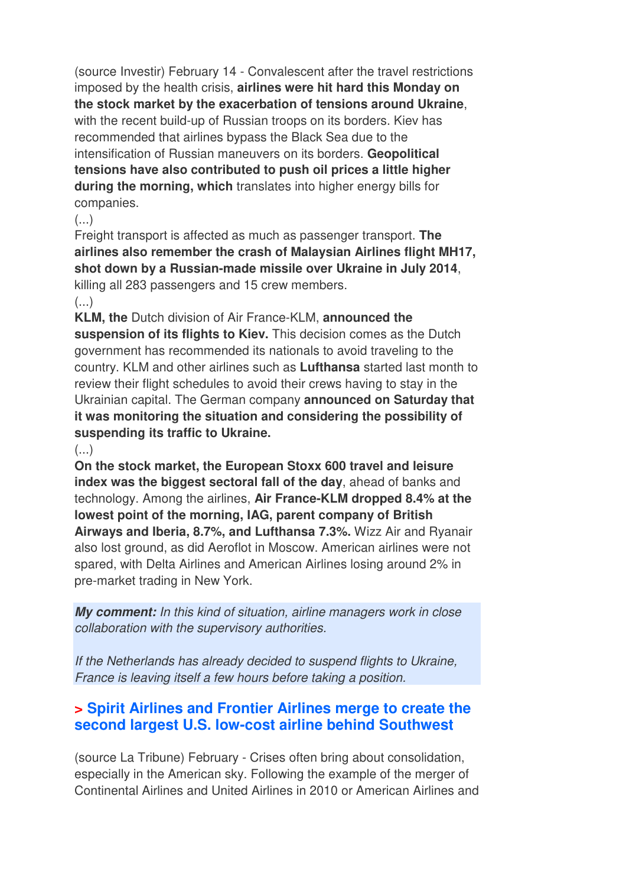(source Investir) February 14 - Convalescent after the travel restrictions imposed by the health crisis, **airlines were hit hard this Monday on the stock market by the exacerbation of tensions around Ukraine**, with the recent build-up of Russian troops on its borders. Kiev has recommended that airlines bypass the Black Sea due to the intensification of Russian maneuvers on its borders. **Geopolitical tensions have also contributed to push oil prices a little higher during the morning, which** translates into higher energy bills for companies.

(...)

Freight transport is affected as much as passenger transport. **The airlines also remember the crash of Malaysian Airlines flight MH17, shot down by a Russian-made missile over Ukraine in July 2014**, killing all 283 passengers and 15 crew members.

(...)

**KLM, the** Dutch division of Air France-KLM, **announced the suspension of its flights to Kiev.** This decision comes as the Dutch government has recommended its nationals to avoid traveling to the country. KLM and other airlines such as **Lufthansa** started last month to review their flight schedules to avoid their crews having to stay in the Ukrainian capital. The German company **announced on Saturday that it was monitoring the situation and considering the possibility of suspending its traffic to Ukraine.**

(...)

**On the stock market, the European Stoxx 600 travel and leisure index was the biggest sectoral fall of the day**, ahead of banks and technology. Among the airlines, **Air France-KLM dropped 8.4% at the lowest point of the morning, IAG, parent company of British Airways and Iberia, 8.7%, and Lufthansa 7.3%.** Wizz Air and Ryanair also lost ground, as did Aeroflot in Moscow. American airlines were not spared, with Delta Airlines and American Airlines losing around 2% in pre-market trading in New York.

***My comment:*** *In this kind of situation, airline managers work in close collaboration with the supervisory authorities.*

*If the Netherlands has already decided to suspend flights to Ukraine, France is leaving itself a few hours before taking a position.*

## > Spirit Airlines and Frontier Airlines merge to create the second largest U.S. low-cost airline behind Southwest

(source La Tribune) February - Crises often bring about consolidation, especially in the American sky. Following the example of the merger of Continental Airlines and United Airlines in 2010 or American Airlines and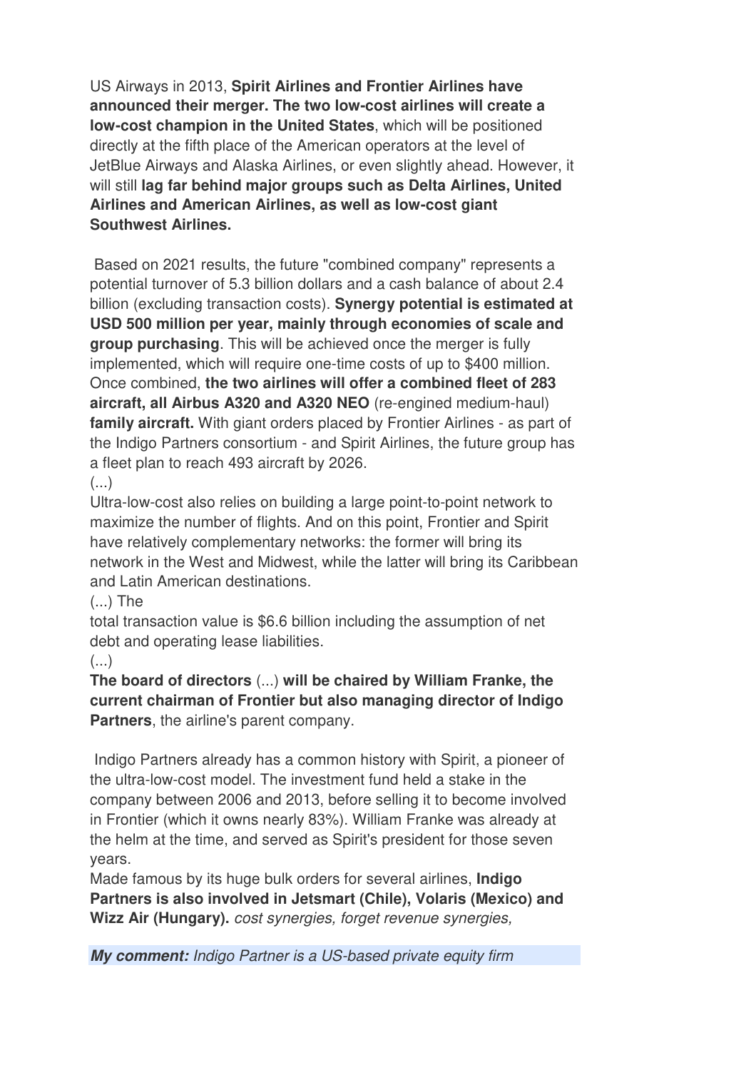US Airways in 2013, **Spirit Airlines and Frontier Airlines have announced their merger. The two low-cost airlines will create a low-cost champion in the United States**, which will be positioned directly at the fifth place of the American operators at the level of JetBlue Airways and Alaska Airlines, or even slightly ahead. However, it will still **lag far behind major groups such as Delta Airlines, United Airlines and American Airlines, as well as low-cost giant Southwest Airlines.**

Based on 2021 results, the future "combined company" represents a potential turnover of 5.3 billion dollars and a cash balance of about 2.4 billion (excluding transaction costs). **Synergy potential is estimated at USD 500 million per year, mainly through economies of scale and group purchasing**. This will be achieved once the merger is fully implemented, which will require one-time costs of up to $400 million. Once combined, **the two airlines will offer a combined fleet of 283 aircraft, all Airbus A320 and A320 NEO** (re-engined medium-haul) **family aircraft.** With giant orders placed by Frontier Airlines - as part of the Indigo Partners consortium - and Spirit Airlines, the future group has a fleet plan to reach 493 aircraft by 2026.
(...)
Ultra-low-cost also relies on building a large point-to-point network to maximize the number of flights. And on this point, Frontier and Spirit have relatively complementary networks: the former will bring its network in the West and Midwest, while the latter will bring its Caribbean and Latin American destinations.
(...) The
total transaction value is $6.6 billion including the assumption of net debt and operating lease liabilities.
(...)
**The board of directors** (...) **will be chaired by William Franke, the current chairman of Frontier but also managing director of Indigo Partners**, the airline's parent company.

Indigo Partners already has a common history with Spirit, a pioneer of the ultra-low-cost model. The investment fund held a stake in the company between 2006 and 2013, before selling it to become involved in Frontier (which it owns nearly 83%). William Franke was already at the helm at the time, and served as Spirit's president for those seven years.
Made famous by its huge bulk orders for several airlines, **Indigo Partners is also involved in Jetsmart (Chile), Volaris (Mexico) and Wizz Air (Hungary).** *cost synergies, forget revenue synergies,*

***My comment:*** *Indigo Partner is a US-based private equity firm*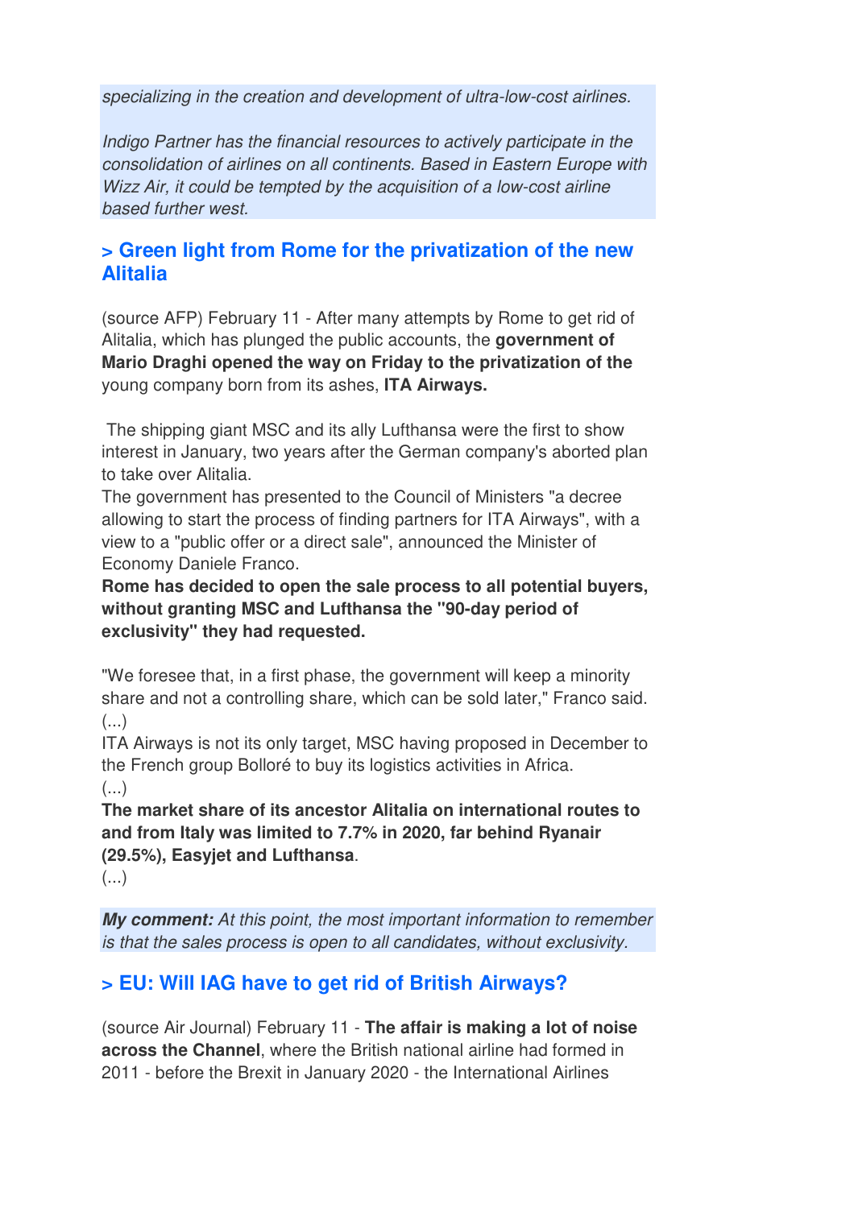*specializing in the creation and development of ultra-low-cost airlines.*

*Indigo Partner has the financial resources to actively participate in the consolidation of airlines on all continents. Based in Eastern Europe with Wizz Air, it could be tempted by the acquisition of a low-cost airline based further west.*

## > Green light from Rome for the privatization of the new Alitalia

(source AFP) February 11 - After many attempts by Rome to get rid of Alitalia, which has plunged the public accounts, the **government of Mario Draghi opened the way on Friday to the privatization of the** young company born from its ashes, **ITA Airways.**

The shipping giant MSC and its ally Lufthansa were the first to show interest in January, two years after the German company's aborted plan to take over Alitalia.
The government has presented to the Council of Ministers "a decree allowing to start the process of finding partners for ITA Airways", with a view to a "public offer or a direct sale", announced the Minister of Economy Daniele Franco.
**Rome has decided to open the sale process to all potential buyers, without granting MSC and Lufthansa the "90-day period of exclusivity" they had requested.**

"We foresee that, in a first phase, the government will keep a minority share and not a controlling share, which can be sold later," Franco said.
(...)
ITA Airways is not its only target, MSC having proposed in December to the French group Bolloré to buy its logistics activities in Africa.
(...)
**The market share of its ancestor Alitalia on international routes to and from Italy was limited to 7.7% in 2020, far behind Ryanair (29.5%), Easyjet and Lufthansa**.
(...)

***My comment:*** *At this point, the most important information to remember is that the sales process is open to all candidates, without exclusivity.*

## > EU: Will IAG have to get rid of British Airways?

(source Air Journal) February 11 - **The affair is making a lot of noise across the Channel**, where the British national airline had formed in 2011 - before the Brexit in January 2020 - the International Airlines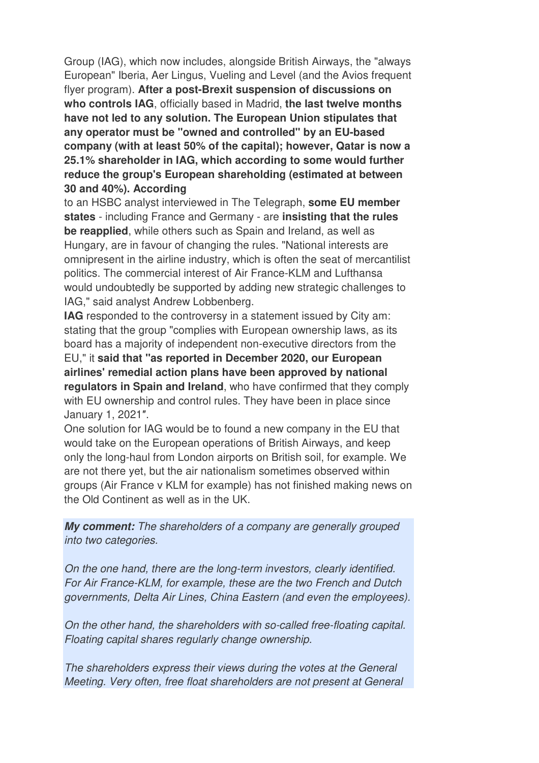Group (IAG), which now includes, alongside British Airways, the "always European" Iberia, Aer Lingus, Vueling and Level (and the Avios frequent flyer program). **After a post-Brexit suspension of discussions on who controls IAG**, officially based in Madrid, **the last twelve months have not led to any solution. The European Union stipulates that any operator must be "owned and controlled" by an EU-based company (with at least 50% of the capital); however, Qatar is now a 25.1% shareholder in IAG, which according to some would further reduce the group's European shareholding (estimated at between 30 and 40%). According** to an HSBC analyst interviewed in The Telegraph, **some EU member states** - including France and Germany - are **insisting that the rules be reapplied**, while others such as Spain and Ireland, as well as Hungary, are in favour of changing the rules. "National interests are omnipresent in the airline industry, which is often the seat of mercantilist politics. The commercial interest of Air France-KLM and Lufthansa would undoubtedly be supported by adding new strategic challenges to IAG," said analyst Andrew Lobbenberg.

**IAG** responded to the controversy in a statement issued by City am: stating that the group "complies with European ownership laws, as its board has a majority of independent non-executive directors from the EU," it **said that "as reported in December 2020, our European airlines' remedial action plans have been approved by national regulators in Spain and Ireland**, who have confirmed that they comply with EU ownership and control rules. They have been in place since January 1, 2021".

One solution for IAG would be to found a new company in the EU that would take on the European operations of British Airways, and keep only the long-haul from London airports on British soil, for example. We are not there yet, but the air nationalism sometimes observed within groups (Air France v KLM for example) has not finished making news on the Old Continent as well as in the UK.

***My comment:*** *The shareholders of a company are generally grouped into two categories.*

*On the one hand, there are the long-term investors, clearly identified. For Air France-KLM, for example, these are the two French and Dutch governments, Delta Air Lines, China Eastern (and even the employees).*

*On the other hand, the shareholders with so-called free-floating capital. Floating capital shares regularly change ownership.*

*The shareholders express their views during the votes at the General Meeting. Very often, free float shareholders are not present at General*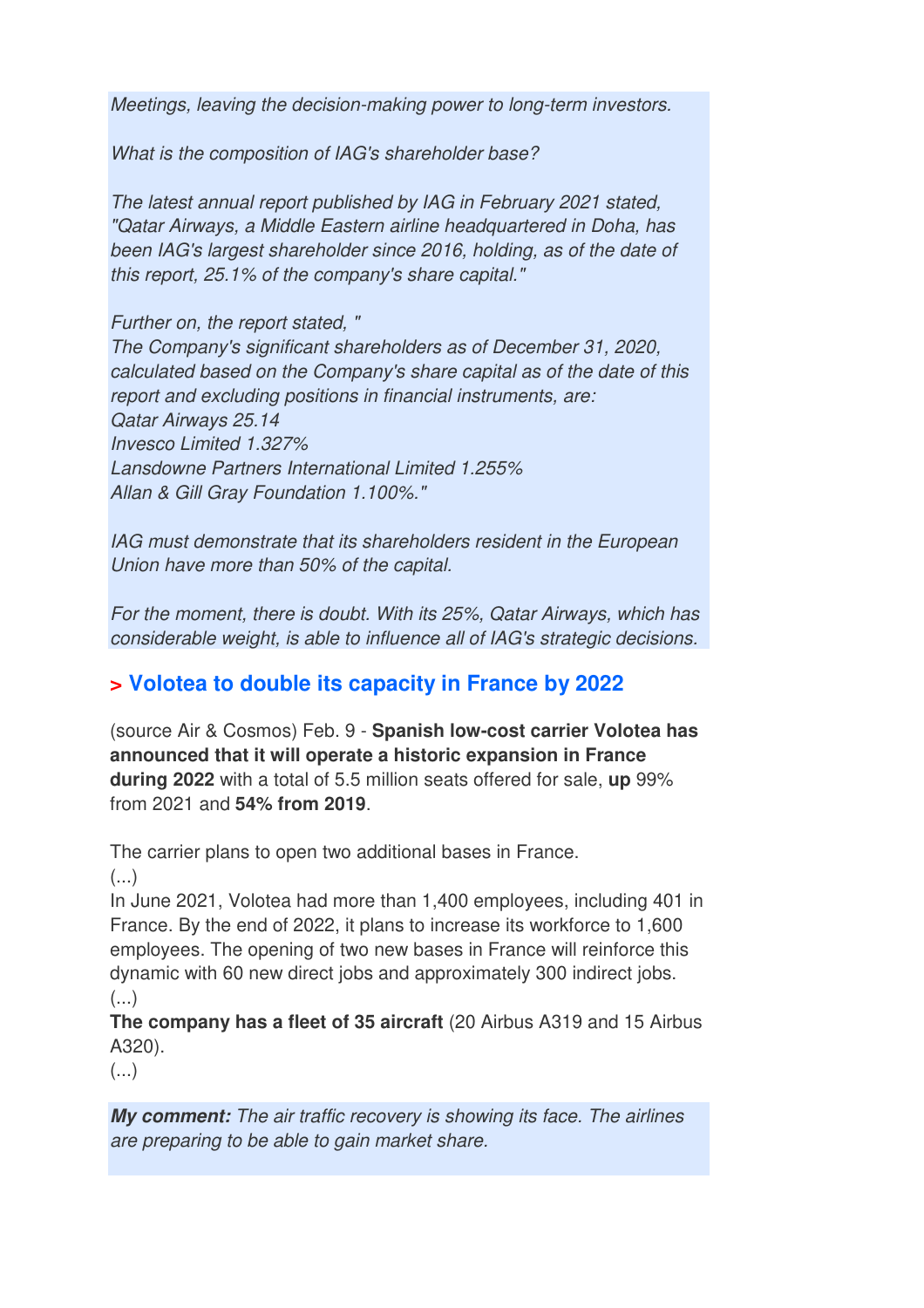*Meetings, leaving the decision-making power to long-term investors.*

*What is the composition of IAG's shareholder base?*

*The latest annual report published by IAG in February 2021 stated, "Qatar Airways, a Middle Eastern airline headquartered in Doha, has been IAG's largest shareholder since 2016, holding, as of the date of this report, 25.1% of the company's share capital."*

*Further on, the report stated, "*
*The Company's significant shareholders as of December 31, 2020, calculated based on the Company's share capital as of the date of this report and excluding positions in financial instruments, are:*
*Qatar Airways 25.14*
*Invesco Limited 1.327%*
*Lansdowne Partners International Limited 1.255%*
*Allan & Gill Gray Foundation 1.100%."*

*IAG must demonstrate that its shareholders resident in the European Union have more than 50% of the capital.*

*For the moment, there is doubt. With its 25%, Qatar Airways, which has considerable weight, is able to influence all of IAG's strategic decisions.*

## > Volotea to double its capacity in France by 2022

(source Air & Cosmos) Feb. 9 - **Spanish low-cost carrier Volotea has announced that it will operate a historic expansion in France during 2022** with a total of 5.5 million seats offered for sale, **up** 99% from 2021 and **54% from 2019**.

The carrier plans to open two additional bases in France.
(...)
In June 2021, Volotea had more than 1,400 employees, including 401 in France. By the end of 2022, it plans to increase its workforce to 1,600 employees. The opening of two new bases in France will reinforce this dynamic with 60 new direct jobs and approximately 300 indirect jobs.
(...)
**The company has a fleet of 35 aircraft** (20 Airbus A319 and 15 Airbus A320).
(...)

***My comment:*** *The air traffic recovery is showing its face. The airlines are preparing to be able to gain market share.*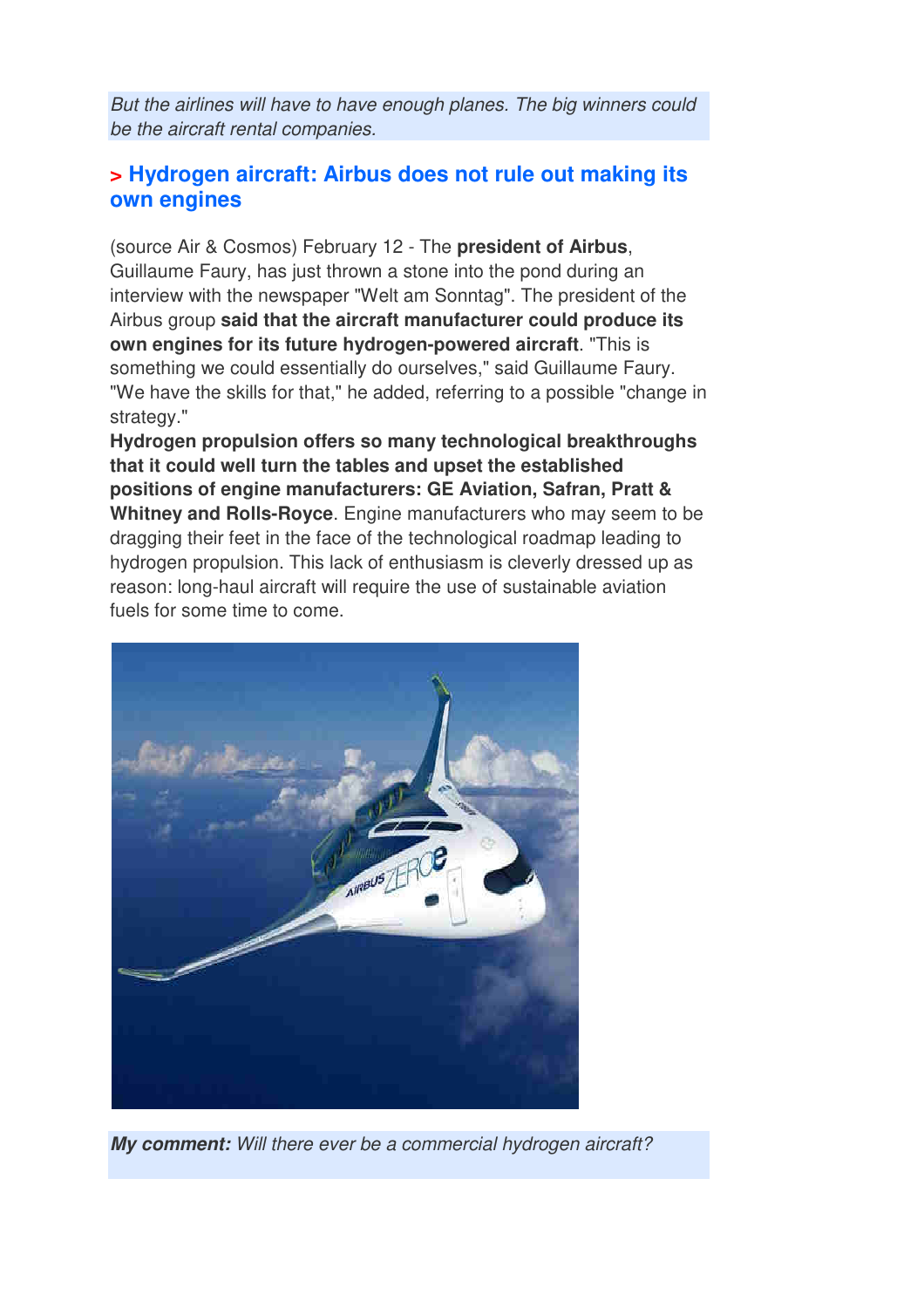*But the airlines will have to have enough planes. The big winners could be the aircraft rental companies.*

## > Hydrogen aircraft: Airbus does not rule out making its own engines

(source Air & Cosmos) February 12 - The **president of Airbus**, Guillaume Faury, has just thrown a stone into the pond during an interview with the newspaper "Welt am Sonntag". The president of the Airbus group **said that the aircraft manufacturer could produce its own engines for its future hydrogen-powered aircraft**. "This is something we could essentially do ourselves," said Guillaume Faury. "We have the skills for that," he added, referring to a possible "change in strategy."

**Hydrogen propulsion offers so many technological breakthroughs that it could well turn the tables and upset the established positions of engine manufacturers: GE Aviation, Safran, Pratt & Whitney and Rolls-Royce**. Engine manufacturers who may seem to be dragging their feet in the face of the technological roadmap leading to hydrogen propulsion. This lack of enthusiasm is cleverly dressed up as reason: long-haul aircraft will require the use of sustainable aviation fuels for some time to come.

***My comment:*** *Will there ever be a commercial hydrogen aircraft?*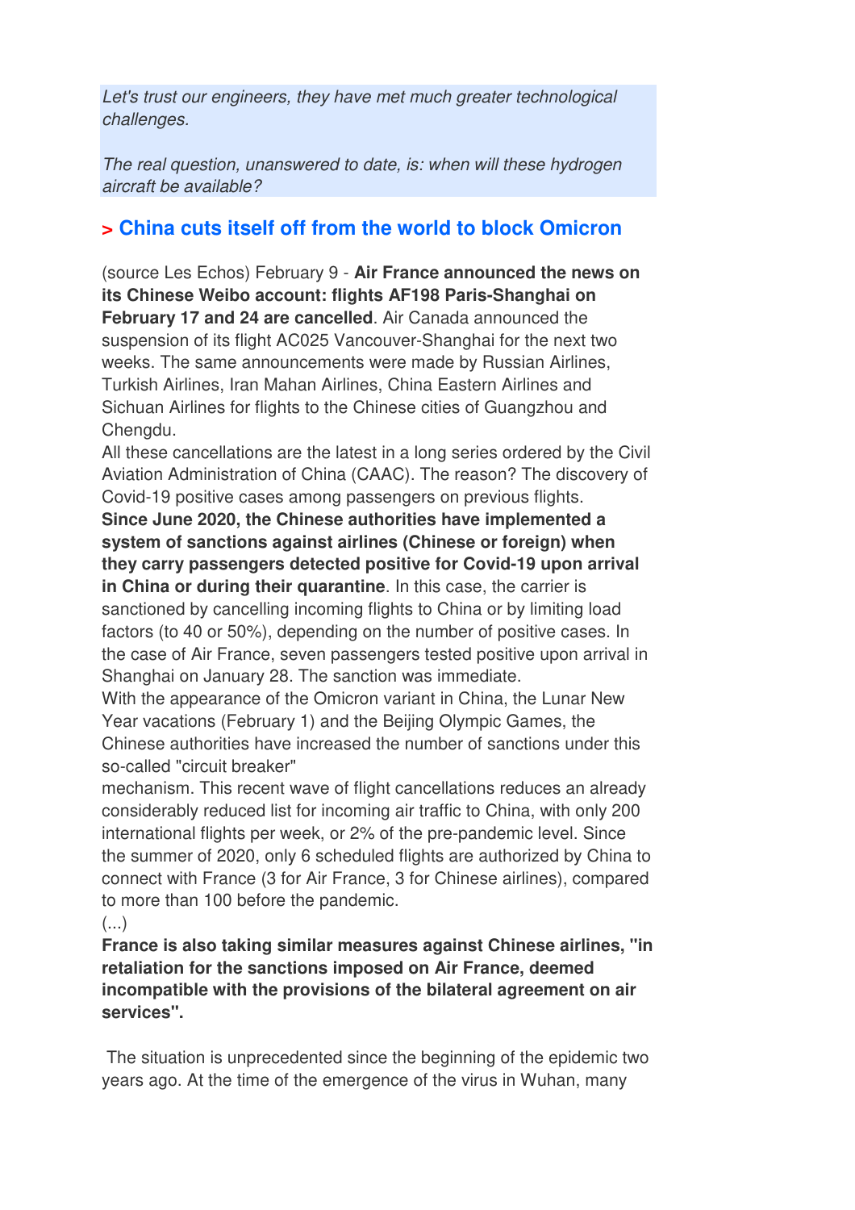*Let's trust our engineers, they have met much greater technological challenges.*

*The real question, unanswered to date, is: when will these hydrogen aircraft be available?*

## > China cuts itself off from the world to block Omicron

(source Les Echos) February 9 - **Air France announced the news on its Chinese Weibo account: flights AF198 Paris-Shanghai on February 17 and 24 are cancelled**. Air Canada announced the suspension of its flight AC025 Vancouver-Shanghai for the next two weeks. The same announcements were made by Russian Airlines, Turkish Airlines, Iran Mahan Airlines, China Eastern Airlines and Sichuan Airlines for flights to the Chinese cities of Guangzhou and Chengdu.

All these cancellations are the latest in a long series ordered by the Civil Aviation Administration of China (CAAC). The reason? The discovery of Covid-19 positive cases among passengers on previous flights.

**Since June 2020, the Chinese authorities have implemented a system of sanctions against airlines (Chinese or foreign) when they carry passengers detected positive for Covid-19 upon arrival in China or during their quarantine**. In this case, the carrier is sanctioned by cancelling incoming flights to China or by limiting load factors (to 40 or 50%), depending on the number of positive cases. In the case of Air France, seven passengers tested positive upon arrival in Shanghai on January 28. The sanction was immediate.

With the appearance of the Omicron variant in China, the Lunar New Year vacations (February 1) and the Beijing Olympic Games, the Chinese authorities have increased the number of sanctions under this so-called "circuit breaker" mechanism. This recent wave of flight cancellations reduces an already considerably reduced list for incoming air traffic to China, with only 200 international flights per week, or 2% of the pre-pandemic level. Since the summer of 2020, only 6 scheduled flights are authorized by China to connect with France (3 for Air France, 3 for Chinese airlines), compared to more than 100 before the pandemic.

(...)

**France is also taking similar measures against Chinese airlines, "in retaliation for the sanctions imposed on Air France, deemed incompatible with the provisions of the bilateral agreement on air services".**

The situation is unprecedented since the beginning of the epidemic two years ago. At the time of the emergence of the virus in Wuhan, many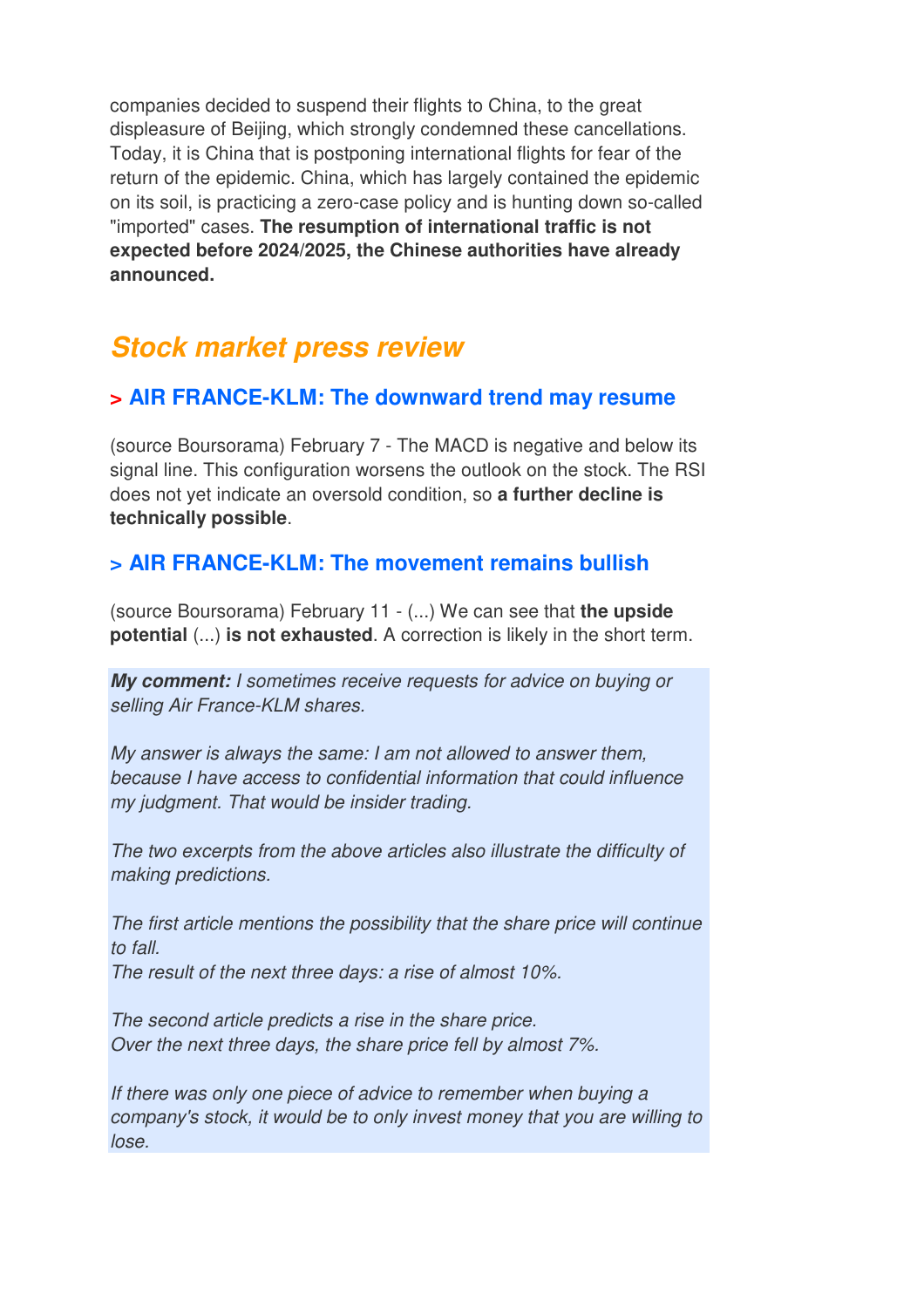companies decided to suspend their flights to China, to the great displeasure of Beijing, which strongly condemned these cancellations. Today, it is China that is postponing international flights for fear of the return of the epidemic. China, which has largely contained the epidemic on its soil, is practicing a zero-case policy and is hunting down so-called "imported" cases. **The resumption of international traffic is not expected before 2024/2025, the Chinese authorities have already announced.**

## *Stock market press review*

### > AIR FRANCE-KLM: The downward trend may resume

(source Boursorama) February 7 - The MACD is negative and below its signal line. This configuration worsens the outlook on the stock. The RSI does not yet indicate an oversold condition, so **a further decline is technically possible**.

### > AIR FRANCE-KLM: The movement remains bullish

(source Boursorama) February 11 - (...) We can see that **the upside potential** (...) **is not exhausted**. A correction is likely in the short term.

***My comment:*** *I sometimes receive requests for advice on buying or selling Air France-KLM shares.*

*My answer is always the same: I am not allowed to answer them, because I have access to confidential information that could influence my judgment. That would be insider trading.*

*The two excerpts from the above articles also illustrate the difficulty of making predictions.*

*The first article mentions the possibility that the share price will continue to fall.*
*The result of the next three days: a rise of almost 10%.*

*The second article predicts a rise in the share price.*
*Over the next three days, the share price fell by almost 7%.*

*If there was only one piece of advice to remember when buying a company's stock, it would be to only invest money that you are willing to lose.*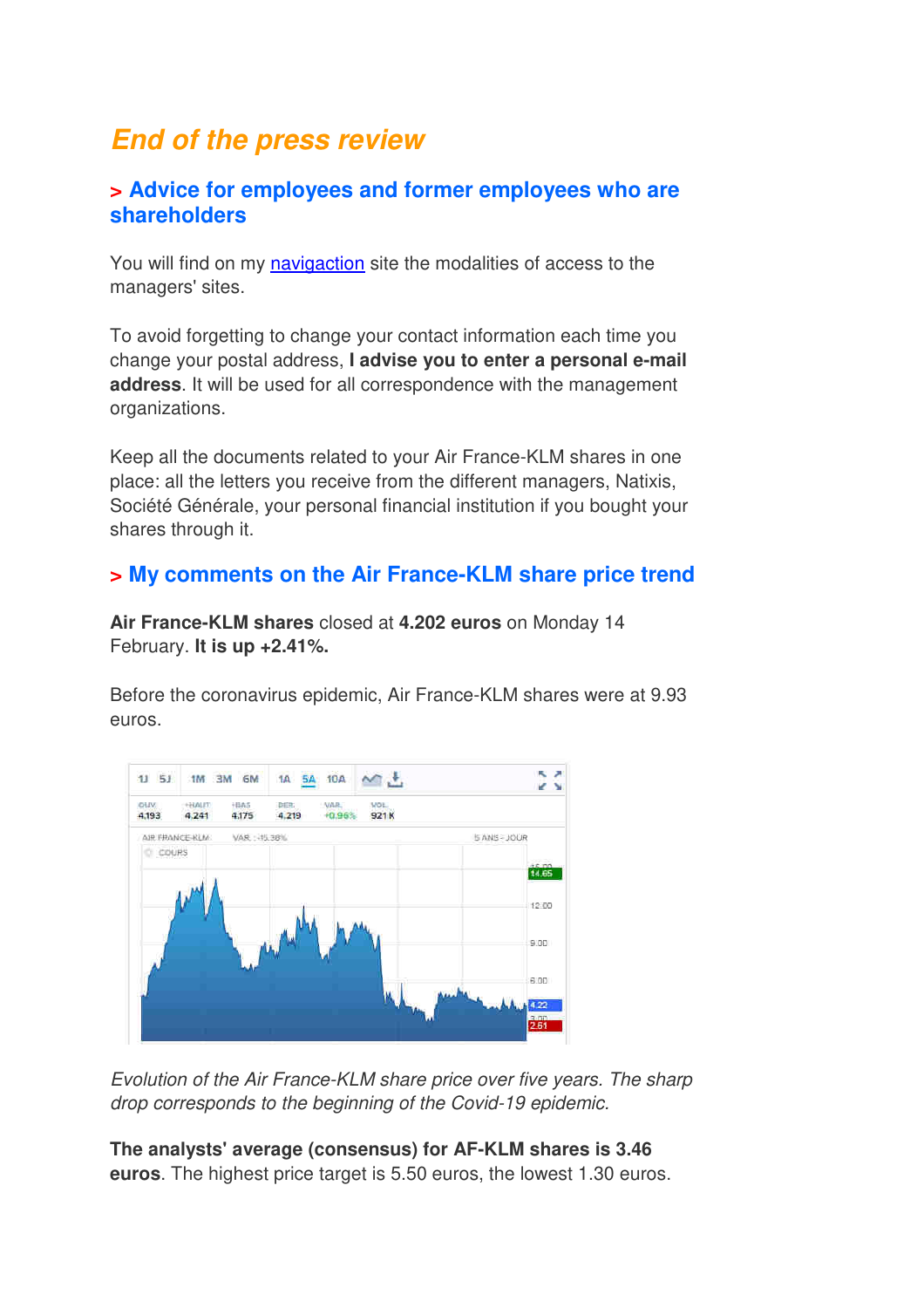# End of the press review

## > Advice for employees and former employees who are shareholders

You will find on my navigaction site the modalities of access to the managers' sites.

To avoid forgetting to change your contact information each time you change your postal address, **I advise you to enter a personal e-mail address**. It will be used for all correspondence with the management organizations.

Keep all the documents related to your Air France-KLM shares in one place: all the letters you receive from the different managers, Natixis, Société Générale, your personal financial institution if you bought your shares through it.

## > My comments on the Air France-KLM share price trend

**Air France-KLM shares** closed at **4.202 euros** on Monday 14 February. **It is up +2.41%.**

Before the coronavirus epidemic, Air France-KLM shares were at 9.93 euros.

*Evolution of the Air France-KLM share price over five years. The sharp drop corresponds to the beginning of the Covid-19 epidemic.*

**The analysts' average (consensus) for AF-KLM shares is 3.46 euros**. The highest price target is 5.50 euros, the lowest 1.30 euros.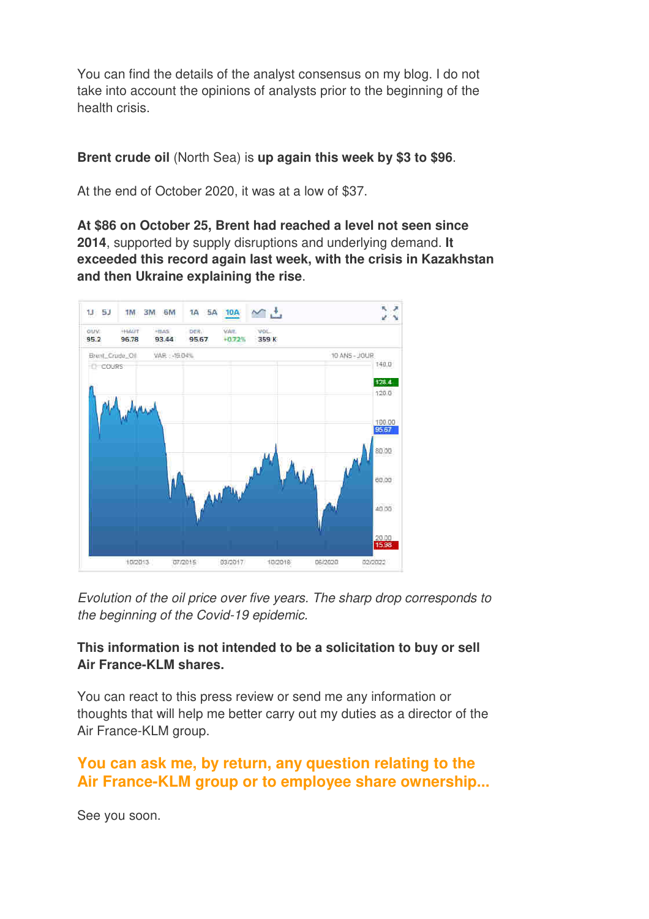You can find the details of the analyst consensus on my blog. I do not take into account the opinions of analysts prior to the beginning of the health crisis.

**Brent crude oil** (North Sea) is **up again this week by $3 to $96**.

At the end of October 2020, it was at a low of $37.

**At $86 on October 25, Brent had reached a level not seen since 2014**, supported by supply disruptions and underlying demand. **It exceeded this record again last week, with the crisis in Kazakhstan and then Ukraine explaining the rise**.

*Evolution of the oil price over five years. The sharp drop corresponds to the beginning of the Covid-19 epidemic.*

**This information is not intended to be a solicitation to buy or sell Air France-KLM shares.**

You can react to this press review or send me any information or thoughts that will help me better carry out my duties as a director of the Air France-KLM group.

**You can ask me, by return, any question relating to the Air France-KLM group or to employee share ownership...**

See you soon.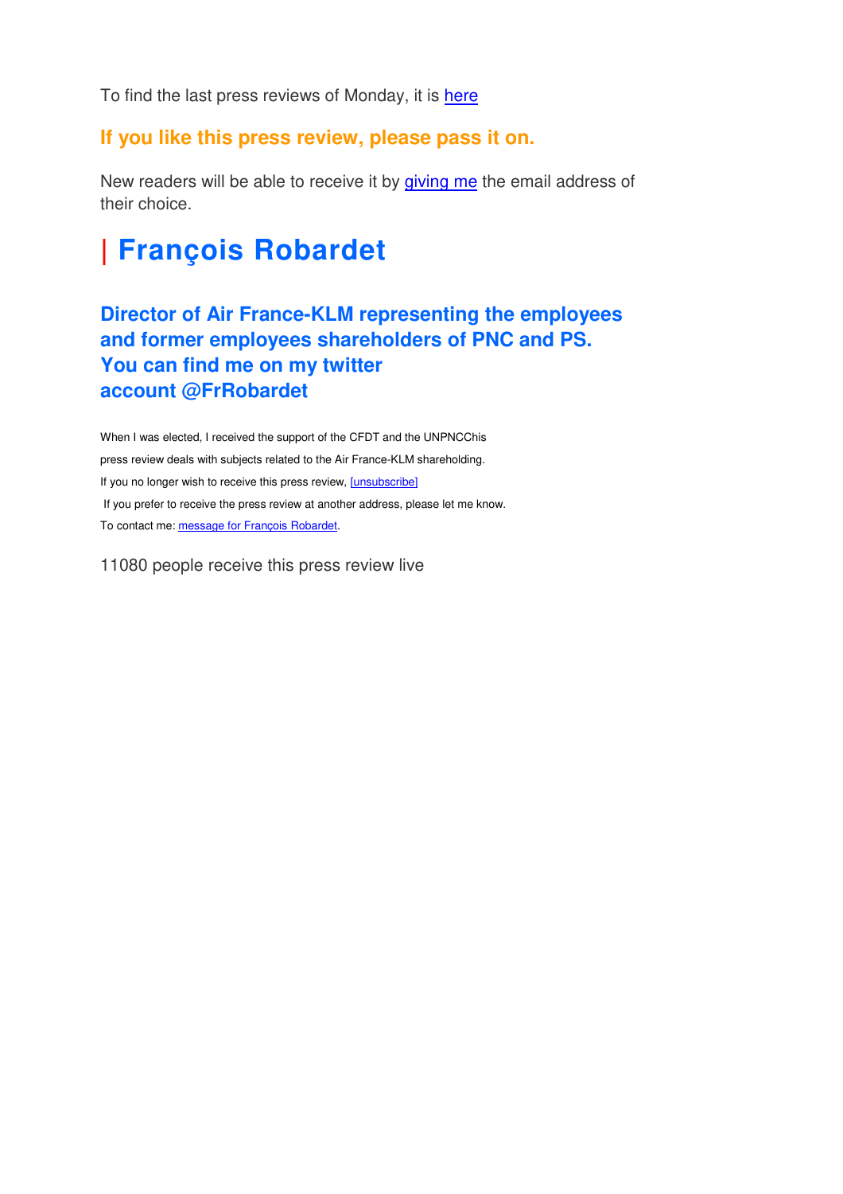To find the last press reviews of Monday, it is here

**If you like this press review, please pass it on.**

New readers will be able to receive it by giving me the email address of their choice.

# | François Robardet

### Director of Air France-KLM representing the employees and former employees shareholders of PNC and PS. You can find me on my twitter account @FrRobardet

When I was elected, I received the support of the CFDT and the UNPNCChis press review deals with subjects related to the Air France-KLM shareholding.

If you no longer wish to receive this press review, [unsubscribe]

If you prefer to receive the press review at another address, please let me know.

To contact me: message for François Robardet.

11080 people receive this press review live